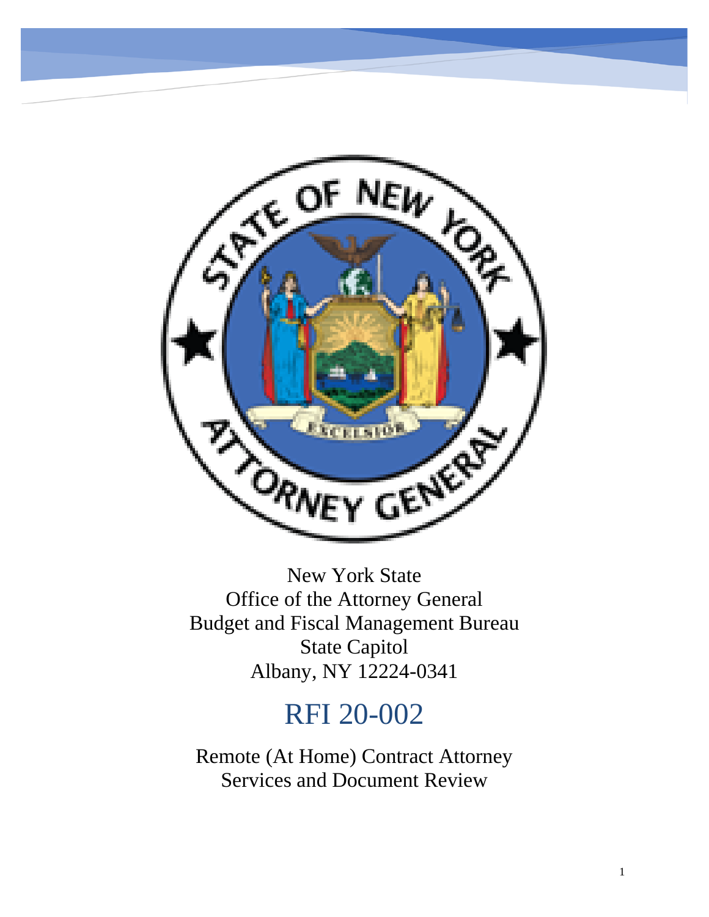New York State
Office of the Attorney General
Budget and Fiscal Management Bureau
State Capitol
Albany, NY 12224-0341

# RFI 20-002

Remote (At Home) Contract Attorney Services and Document Review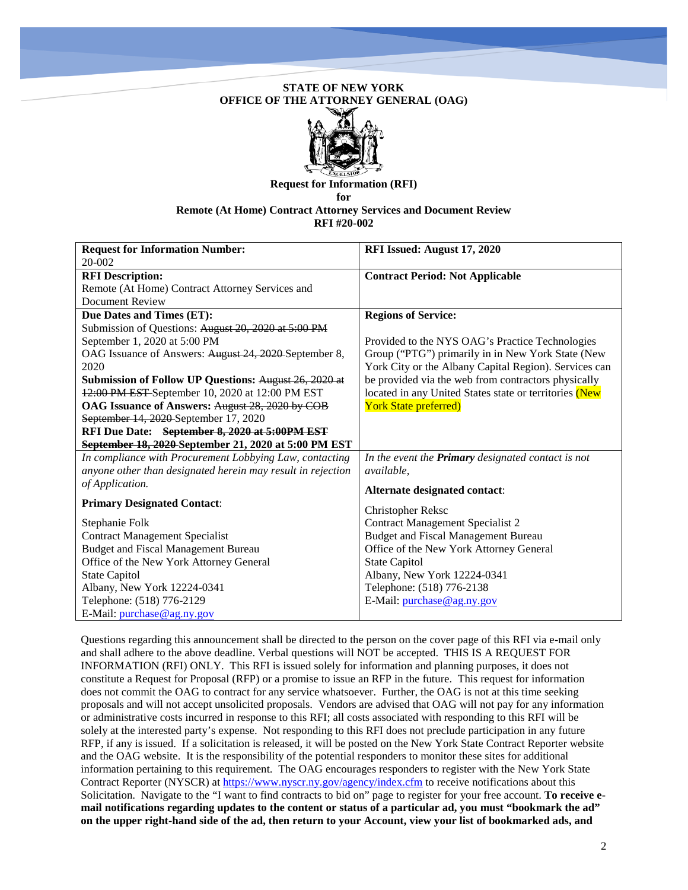**STATE OF NEW YORK**
**OFFICE OF THE ATTORNEY GENERAL (OAG)**

**Request for Information (RFI)**
**for**
**Remote (At Home) Contract Attorney Services and Document Review**
**RFI #20-002**

| **Request for Information Number:** 20-002 | **RFI Issued: August 17, 2020** |
|---|---|
| **RFI Description:** Remote (At Home) Contract Attorney Services and Document Review | **Contract Period: Not Applicable** |
| **Due Dates and Times (ET):** Submission of Questions: ~~August 20, 2020 at 5:00 PM~~ September 1, 2020 at 5:00 PM<br>OAG Issuance of Answers: ~~August 24, 2020~~ September 8, 2020<br>**Submission of Follow UP Questions:** ~~August 26, 2020 at 12:00 PM EST~~ September 10, 2020 at 12:00 PM EST<br>**OAG Issuance of Answers:** ~~August 28, 2020 by COB~~ ~~September 14, 2020~~ September 17, 2020<br>**RFI Due Date:** ~~**September 8, 2020 at 5:00PM EST**~~ ~~**September 18, 2020**~~ **September 21, 2020 at 5:00 PM EST** | **Regions of Service:**<br>Provided to the NYS OAG's Practice Technologies Group ("PTG") primarily in in New York State (New York City or the Albany Capital Region). Services can be provided via the web from contractors physically located in any United States state or territories (New York State preferred) |
| *In compliance with Procurement Lobbying Law, contacting anyone other than designated herein may result in rejection of Application.*<br><br>**Primary Designated Contact**:<br><br>Stephanie Folk<br>Contract Management Specialist<br>Budget and Fiscal Management Bureau<br>Office of the New York Attorney General<br>State Capitol<br>Albany, New York 12224-0341<br>Telephone: (518) 776-2129<br>E-Mail: purchase@ag.ny.gov | *In the event the **Primary** designated contact is not available,*<br><br>**Alternate designated contact**:<br><br>Christopher Reksc<br>Contract Management Specialist 2<br>Budget and Fiscal Management Bureau<br>Office of the New York Attorney General<br>State Capitol<br>Albany, New York 12224-0341<br>Telephone: (518) 776-2138<br>E-Mail: purchase@ag.ny.gov |

Questions regarding this announcement shall be directed to the person on the cover page of this RFI via e-mail only and shall adhere to the above deadline. Verbal questions will NOT be accepted. THIS IS A REQUEST FOR INFORMATION (RFI) ONLY. This RFI is issued solely for information and planning purposes, it does not constitute a Request for Proposal (RFP) or a promise to issue an RFP in the future. This request for information does not commit the OAG to contract for any service whatsoever. Further, the OAG is not at this time seeking proposals and will not accept unsolicited proposals. Vendors are advised that OAG will not pay for any information or administrative costs incurred in response to this RFI; all costs associated with responding to this RFI will be solely at the interested party's expense. Not responding to this RFI does not preclude participation in any future RFP, if any is issued. If a solicitation is released, it will be posted on the New York State Contract Reporter website and the OAG website. It is the responsibility of the potential responders to monitor these sites for additional information pertaining to this requirement. The OAG encourages responders to register with the New York State Contract Reporter (NYSCR) at https://www.nyscr.ny.gov/agency/index.cfm to receive notifications about this Solicitation. Navigate to the "I want to find contracts to bid on" page to register for your free account. **To receive e-mail notifications regarding updates to the content or status of a particular ad, you must "bookmark the ad" on the upper right-hand side of the ad, then return to your Account, view your list of bookmarked ads, and**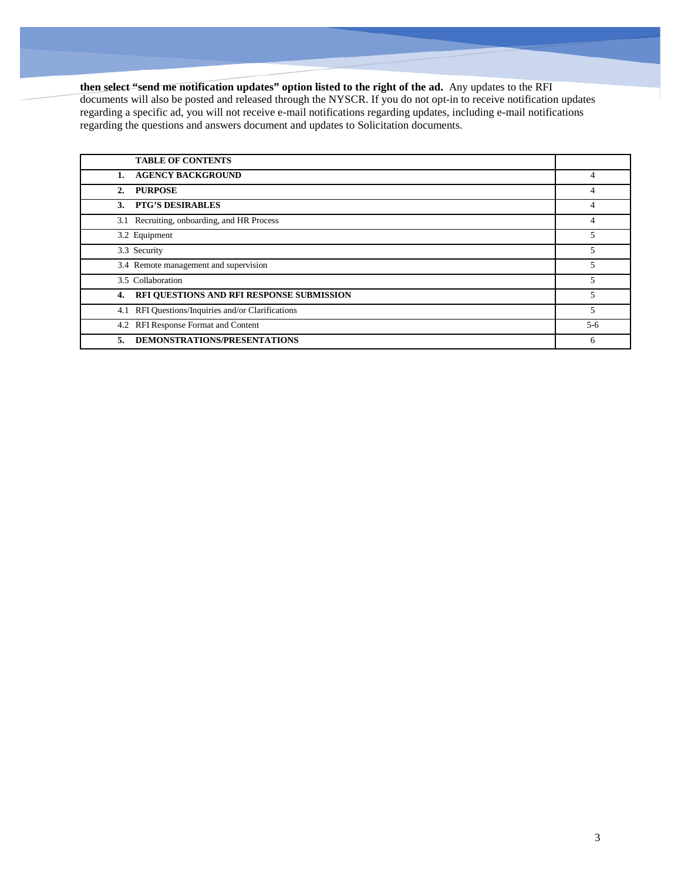**then select "send me notification updates" option listed to the right of the ad.** Any updates to the RFI documents will also be posted and released through the NYSCR. If you do not opt-in to receive notification updates regarding a specific ad, you will not receive e-mail notifications regarding updates, including e-mail notifications regarding the questions and answers document and updates to Solicitation documents.

| **TABLE OF CONTENTS** | |
|---|---|
| **1. AGENCY BACKGROUND** | 4 |
| **2. PURPOSE** | 4 |
| **3. PTG'S DESIRABLES** | 4 |
| 3.1 Recruiting, onboarding, and HR Process | 4 |
| 3.2 Equipment | 5 |
| 3.3 Security | 5 |
| 3.4 Remote management and supervision | 5 |
| 3.5 Collaboration | 5 |
| **4. RFI QUESTIONS AND RFI RESPONSE SUBMISSION** | 5 |
| 4.1 RFI Questions/Inquiries and/or Clarifications | 5 |
| 4.2 RFI Response Format and Content | 5-6 |
| **5. DEMONSTRATIONS/PRESENTATIONS** | 6 |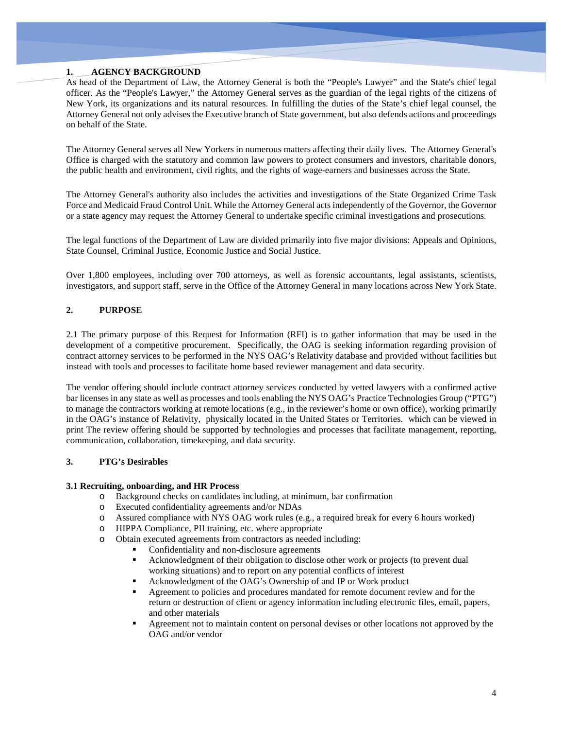## 1. AGENCY BACKGROUND

As head of the Department of Law, the Attorney General is both the "People's Lawyer" and the State's chief legal officer. As the "People's Lawyer," the Attorney General serves as the guardian of the legal rights of the citizens of New York, its organizations and its natural resources. In fulfilling the duties of the State's chief legal counsel, the Attorney General not only advises the Executive branch of State government, but also defends actions and proceedings on behalf of the State.

The Attorney General serves all New Yorkers in numerous matters affecting their daily lives. The Attorney General's Office is charged with the statutory and common law powers to protect consumers and investors, charitable donors, the public health and environment, civil rights, and the rights of wage-earners and businesses across the State.

The Attorney General's authority also includes the activities and investigations of the State Organized Crime Task Force and Medicaid Fraud Control Unit. While the Attorney General acts independently of the Governor, the Governor or a state agency may request the Attorney General to undertake specific criminal investigations and prosecutions.

The legal functions of the Department of Law are divided primarily into five major divisions: Appeals and Opinions, State Counsel, Criminal Justice, Economic Justice and Social Justice.

Over 1,800 employees, including over 700 attorneys, as well as forensic accountants, legal assistants, scientists, investigators, and support staff, serve in the Office of the Attorney General in many locations across New York State.

## 2. PURPOSE

2.1 The primary purpose of this Request for Information (RFI) is to gather information that may be used in the development of a competitive procurement. Specifically, the OAG is seeking information regarding provision of contract attorney services to be performed in the NYS OAG's Relativity database and provided without facilities but instead with tools and processes to facilitate home based reviewer management and data security.

The vendor offering should include contract attorney services conducted by vetted lawyers with a confirmed active bar licenses in any state as well as processes and tools enabling the NYS OAG's Practice Technologies Group ("PTG") to manage the contractors working at remote locations (e.g., in the reviewer's home or own office), working primarily in the OAG's instance of Relativity, physically located in the United States or Territories. which can be viewed in print The review offering should be supported by technologies and processes that facilitate management, reporting, communication, collaboration, timekeeping, and data security.

## 3. PTG's Desirables

### 3.1 Recruiting, onboarding, and HR Process

- Background checks on candidates including, at minimum, bar confirmation
- Executed confidentiality agreements and/or NDAs
- Assured compliance with NYS OAG work rules (e.g., a required break for every 6 hours worked)
- HIPPA Compliance, PII training, etc. where appropriate
- Obtain executed agreements from contractors as needed including:
  - Confidentiality and non-disclosure agreements
  - Acknowledgment of their obligation to disclose other work or projects (to prevent dual working situations) and to report on any potential conflicts of interest
  - Acknowledgment of the OAG's Ownership of and IP or Work product
  - Agreement to policies and procedures mandated for remote document review and for the return or destruction of client or agency information including electronic files, email, papers, and other materials
  - Agreement not to maintain content on personal devises or other locations not approved by the OAG and/or vendor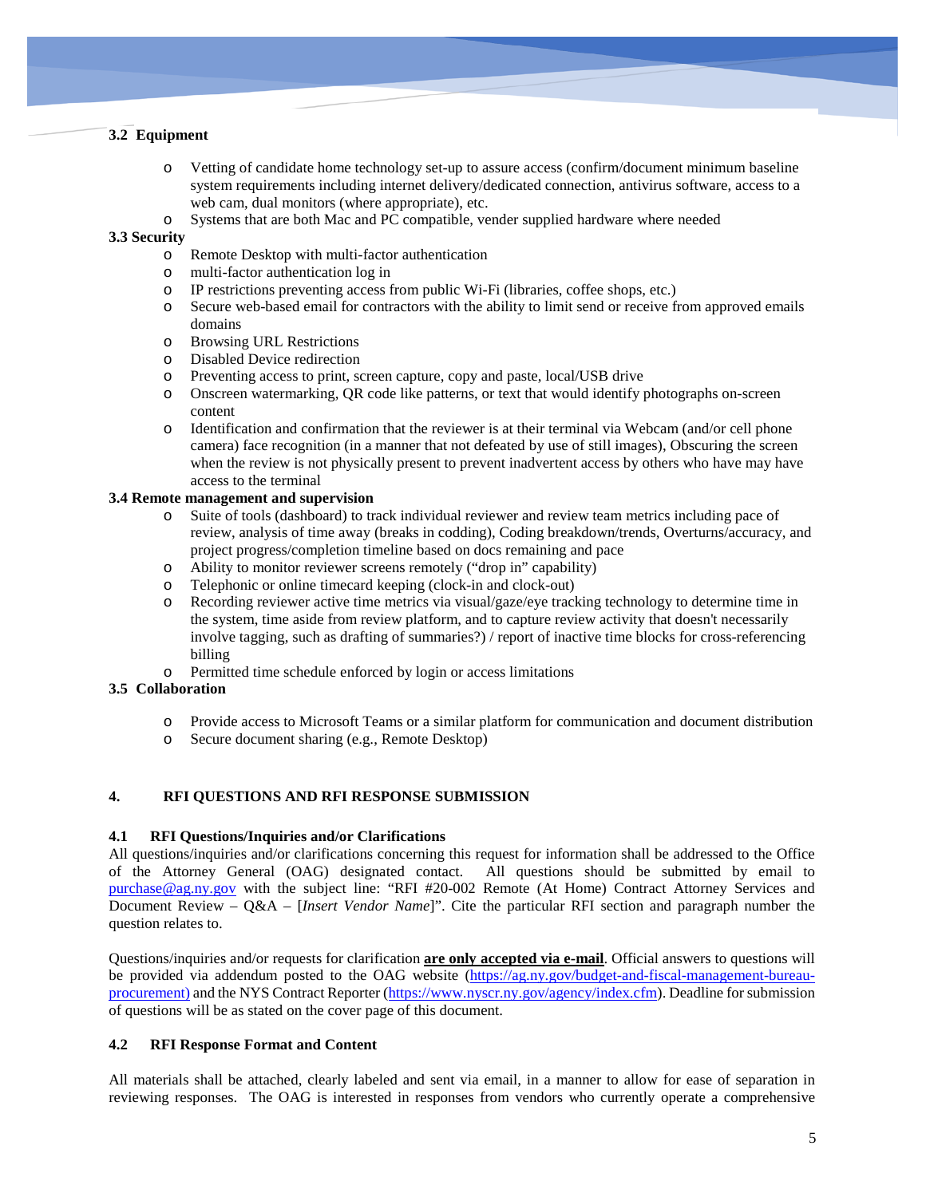### 3.2 Equipment

- Vetting of candidate home technology set-up to assure access (confirm/document minimum baseline system requirements including internet delivery/dedicated connection, antivirus software, access to a web cam, dual monitors (where appropriate), etc.
- Systems that are both Mac and PC compatible, vender supplied hardware where needed

### 3.3 Security

- Remote Desktop with multi-factor authentication
- multi-factor authentication log in
- IP restrictions preventing access from public Wi-Fi (libraries, coffee shops, etc.)
- Secure web-based email for contractors with the ability to limit send or receive from approved emails domains
- Browsing URL Restrictions
- Disabled Device redirection
- Preventing access to print, screen capture, copy and paste, local/USB drive
- Onscreen watermarking, QR code like patterns, or text that would identify photographs on-screen content
- Identification and confirmation that the reviewer is at their terminal via Webcam (and/or cell phone camera) face recognition (in a manner that not defeated by use of still images), Obscuring the screen when the review is not physically present to prevent inadvertent access by others who have may have access to the terminal

### 3.4 Remote management and supervision

- Suite of tools (dashboard) to track individual reviewer and review team metrics including pace of review, analysis of time away (breaks in codding), Coding breakdown/trends, Overturns/accuracy, and project progress/completion timeline based on docs remaining and pace
- Ability to monitor reviewer screens remotely ("drop in" capability)
- Telephonic or online timecard keeping (clock-in and clock-out)
- Recording reviewer active time metrics via visual/gaze/eye tracking technology to determine time in the system, time aside from review platform, and to capture review activity that doesn't necessarily involve tagging, such as drafting of summaries?) / report of inactive time blocks for cross-referencing billing
- Permitted time schedule enforced by login or access limitations

### 3.5 Collaboration

- Provide access to Microsoft Teams or a similar platform for communication and document distribution
- Secure document sharing (e.g., Remote Desktop)

## 4. RFI QUESTIONS AND RFI RESPONSE SUBMISSION

### 4.1 RFI Questions/Inquiries and/or Clarifications

All questions/inquiries and/or clarifications concerning this request for information shall be addressed to the Office of the Attorney General (OAG) designated contact. All questions should be submitted by email to purchase@ag.ny.gov with the subject line: "RFI #20-002 Remote (At Home) Contract Attorney Services and Document Review – Q&A – [*Insert Vendor Name*]". Cite the particular RFI section and paragraph number the question relates to.

Questions/inquiries and/or requests for clarification **<u>are only accepted via e-mail</u>**. Official answers to questions will be provided via addendum posted to the OAG website (https://ag.ny.gov/budget-and-fiscal-management-bureau-procurement) and the NYS Contract Reporter (https://www.nyscr.ny.gov/agency/index.cfm). Deadline for submission of questions will be as stated on the cover page of this document.

### 4.2 RFI Response Format and Content

All materials shall be attached, clearly labeled and sent via email, in a manner to allow for ease of separation in reviewing responses. The OAG is interested in responses from vendors who currently operate a comprehensive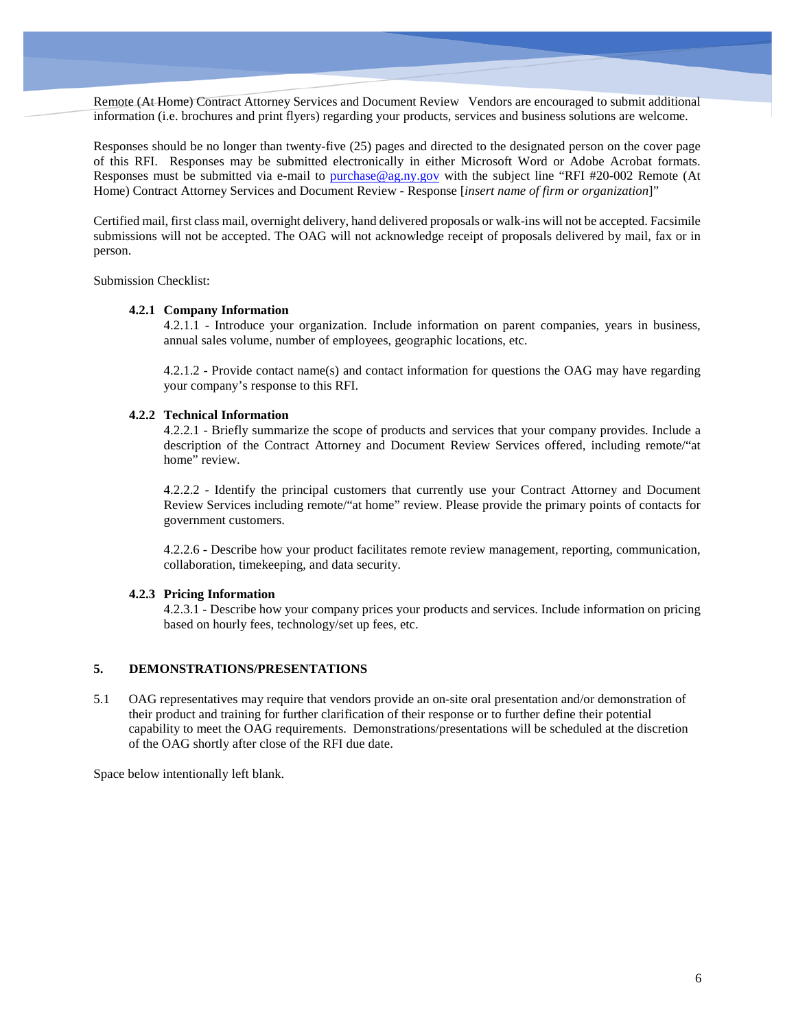Remote (At Home) Contract Attorney Services and Document Review Vendors are encouraged to submit additional information (i.e. brochures and print flyers) regarding your products, services and business solutions are welcome.

Responses should be no longer than twenty-five (25) pages and directed to the designated person on the cover page of this RFI. Responses may be submitted electronically in either Microsoft Word or Adobe Acrobat formats. Responses must be submitted via e-mail to purchase@ag.ny.gov with the subject line "RFI #20-002 Remote (At Home) Contract Attorney Services and Document Review - Response [*insert name of firm or organization*]"

Certified mail, first class mail, overnight delivery, hand delivered proposals or walk-ins will not be accepted. Facsimile submissions will not be accepted. The OAG will not acknowledge receipt of proposals delivered by mail, fax or in person.

Submission Checklist:

**4.2.1 Company Information**

4.2.1.1 - Introduce your organization. Include information on parent companies, years in business, annual sales volume, number of employees, geographic locations, etc.

4.2.1.2 - Provide contact name(s) and contact information for questions the OAG may have regarding your company's response to this RFI.

**4.2.2 Technical Information**

4.2.2.1 - Briefly summarize the scope of products and services that your company provides. Include a description of the Contract Attorney and Document Review Services offered, including remote/"at home" review.

4.2.2.2 - Identify the principal customers that currently use your Contract Attorney and Document Review Services including remote/"at home" review. Please provide the primary points of contacts for government customers.

4.2.2.6 - Describe how your product facilitates remote review management, reporting, communication, collaboration, timekeeping, and data security.

**4.2.3 Pricing Information**

4.2.3.1 - Describe how your company prices your products and services. Include information on pricing based on hourly fees, technology/set up fees, etc.

## 5. DEMONSTRATIONS/PRESENTATIONS

5.1 OAG representatives may require that vendors provide an on-site oral presentation and/or demonstration of their product and training for further clarification of their response or to further define their potential capability to meet the OAG requirements. Demonstrations/presentations will be scheduled at the discretion of the OAG shortly after close of the RFI due date.

Space below intentionally left blank.